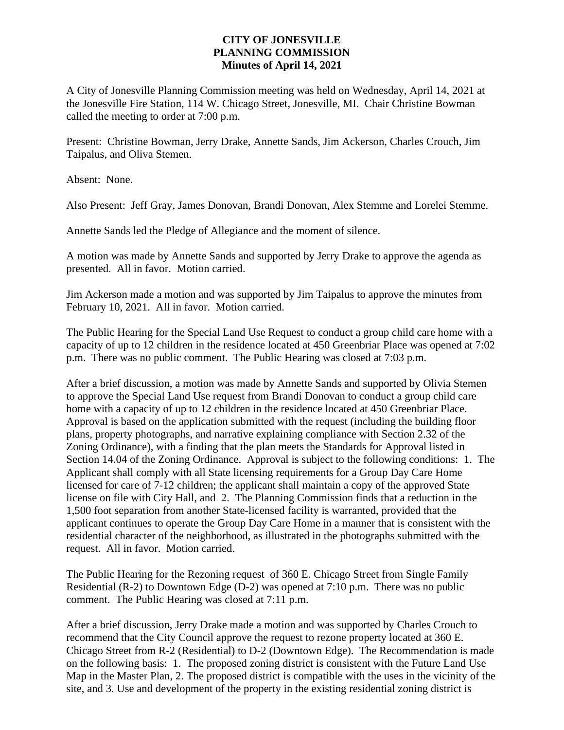**CITY OF JONESVILLE**
**PLANNING COMMISSION**
**Minutes of April 14, 2021**

A City of Jonesville Planning Commission meeting was held on Wednesday, April 14, 2021 at the Jonesville Fire Station, 114 W. Chicago Street, Jonesville, MI. Chair Christine Bowman called the meeting to order at 7:00 p.m.

Present: Christine Bowman, Jerry Drake, Annette Sands, Jim Ackerson, Charles Crouch, Jim Taipalus, and Oliva Stemen.

Absent: None.

Also Present: Jeff Gray, James Donovan, Brandi Donovan, Alex Stemme and Lorelei Stemme.

Annette Sands led the Pledge of Allegiance and the moment of silence.

A motion was made by Annette Sands and supported by Jerry Drake to approve the agenda as presented. All in favor. Motion carried.

Jim Ackerson made a motion and was supported by Jim Taipalus to approve the minutes from February 10, 2021. All in favor. Motion carried.

The Public Hearing for the Special Land Use Request to conduct a group child care home with a capacity of up to 12 children in the residence located at 450 Greenbriar Place was opened at 7:02 p.m. There was no public comment. The Public Hearing was closed at 7:03 p.m.

After a brief discussion, a motion was made by Annette Sands and supported by Olivia Stemen to approve the Special Land Use request from Brandi Donovan to conduct a group child care home with a capacity of up to 12 children in the residence located at 450 Greenbriar Place. Approval is based on the application submitted with the request (including the building floor plans, property photographs, and narrative explaining compliance with Section 2.32 of the Zoning Ordinance), with a finding that the plan meets the Standards for Approval listed in Section 14.04 of the Zoning Ordinance. Approval is subject to the following conditions: 1. The Applicant shall comply with all State licensing requirements for a Group Day Care Home licensed for care of 7-12 children; the applicant shall maintain a copy of the approved State license on file with City Hall, and 2. The Planning Commission finds that a reduction in the 1,500 foot separation from another State-licensed facility is warranted, provided that the applicant continues to operate the Group Day Care Home in a manner that is consistent with the residential character of the neighborhood, as illustrated in the photographs submitted with the request. All in favor. Motion carried.

The Public Hearing for the Rezoning request of 360 E. Chicago Street from Single Family Residential (R-2) to Downtown Edge (D-2) was opened at 7:10 p.m. There was no public comment. The Public Hearing was closed at 7:11 p.m.

After a brief discussion, Jerry Drake made a motion and was supported by Charles Crouch to recommend that the City Council approve the request to rezone property located at 360 E. Chicago Street from R-2 (Residential) to D-2 (Downtown Edge). The Recommendation is made on the following basis: 1. The proposed zoning district is consistent with the Future Land Use Map in the Master Plan, 2. The proposed district is compatible with the uses in the vicinity of the site, and 3. Use and development of the property in the existing residential zoning district is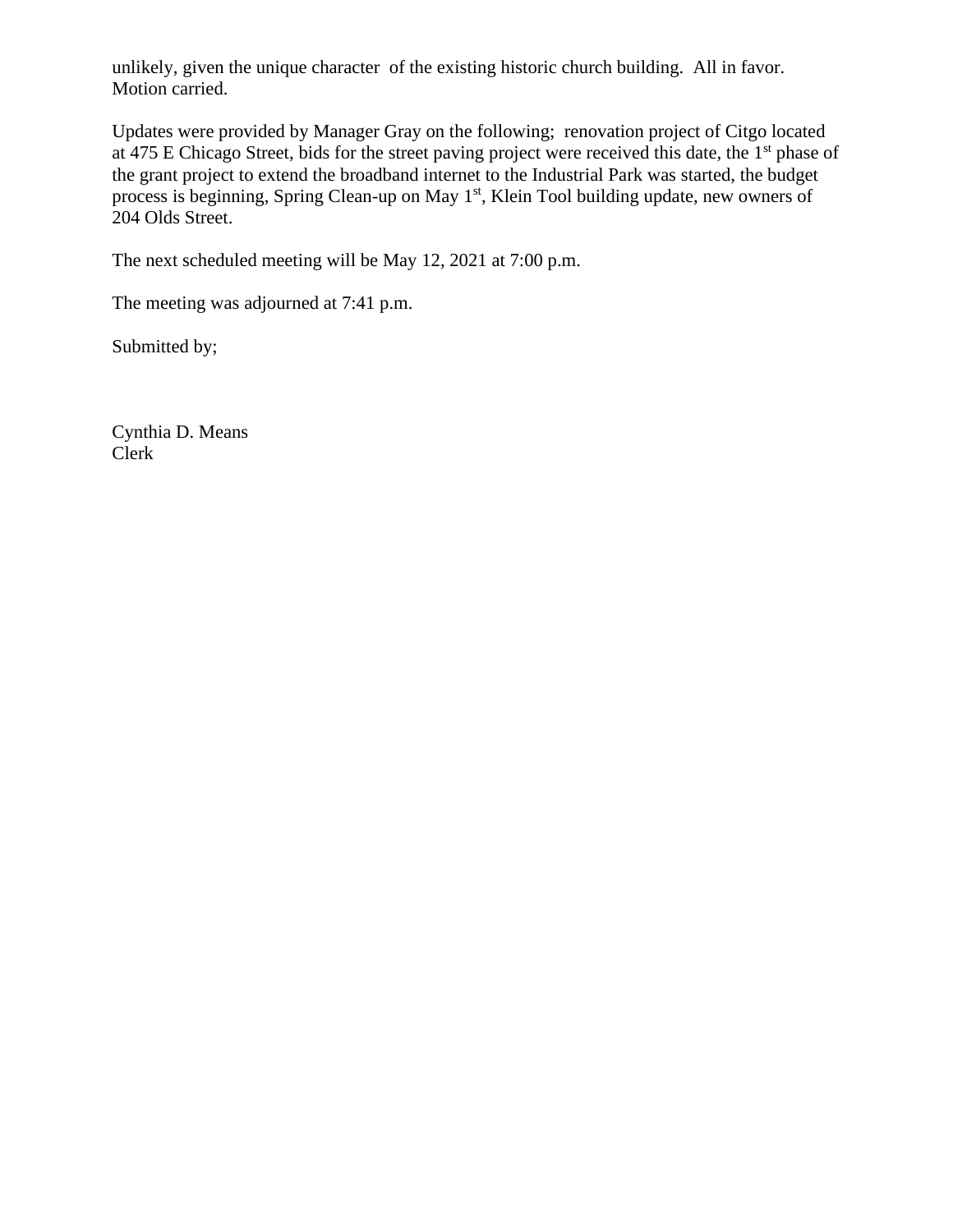unlikely, given the unique character of the existing historic church building. All in favor. Motion carried.

Updates were provided by Manager Gray on the following; renovation project of Citgo located at 475 E Chicago Street, bids for the street paving project were received this date, the 1st phase of the grant project to extend the broadband internet to the Industrial Park was started, the budget process is beginning, Spring Clean-up on May 1st, Klein Tool building update, new owners of 204 Olds Street.

The next scheduled meeting will be May 12, 2021 at 7:00 p.m.

The meeting was adjourned at 7:41 p.m.

Submitted by;

Cynthia D. Means
Clerk